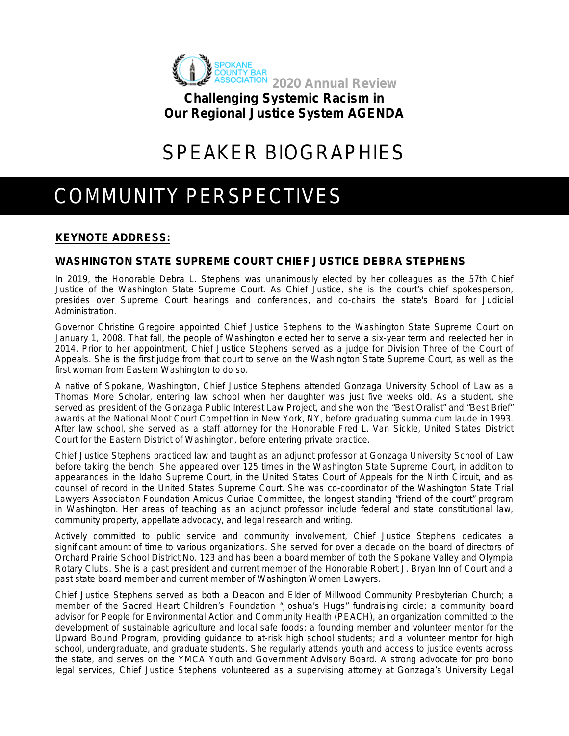SPOKANE COUNTY BAR ASSOCIATION **2020 Annual Review**

**Challenging Systemic Racism in Our Regional Justice System AGENDA**

# SPEAKER BIOGRAPHIES

# COMMUNITY PERSPECTIVES

## KEYNOTE ADDRESS:

### WASHINGTON STATE SUPREME COURT CHIEF JUSTICE DEBRA STEPHENS

In 2019, the Honorable Debra L. Stephens was unanimously elected by her colleagues as the 57th Chief Justice of the Washington State Supreme Court. As Chief Justice, she is the court's chief spokesperson, presides over Supreme Court hearings and conferences, and co-chairs the state's Board for Judicial Administration.

Governor Christine Gregoire appointed Chief Justice Stephens to the Washington State Supreme Court on January 1, 2008. That fall, the people of Washington elected her to serve a six-year term and reelected her in 2014. Prior to her appointment, Chief Justice Stephens served as a judge for Division Three of the Court of Appeals. She is the first judge from that court to serve on the Washington State Supreme Court, as well as the first woman from Eastern Washington to do so.

A native of Spokane, Washington, Chief Justice Stephens attended Gonzaga University School of Law as a Thomas More Scholar, entering law school when her daughter was just five weeks old. As a student, she served as president of the Gonzaga Public Interest Law Project, and she won the "Best Oralist" and "Best Brief" awards at the National Moot Court Competition in New York, NY, before graduating summa cum laude in 1993. After law school, she served as a staff attorney for the Honorable Fred L. Van Sickle, United States District Court for the Eastern District of Washington, before entering private practice.

Chief Justice Stephens practiced law and taught as an adjunct professor at Gonzaga University School of Law before taking the bench. She appeared over 125 times in the Washington State Supreme Court, in addition to appearances in the Idaho Supreme Court, in the United States Court of Appeals for the Ninth Circuit, and as counsel of record in the United States Supreme Court. She was co-coordinator of the Washington State Trial Lawyers Association Foundation Amicus Curiae Committee, the longest standing "friend of the court" program in Washington. Her areas of teaching as an adjunct professor include federal and state constitutional law, community property, appellate advocacy, and legal research and writing.

Actively committed to public service and community involvement, Chief Justice Stephens dedicates a significant amount of time to various organizations. She served for over a decade on the board of directors of Orchard Prairie School District No. 123 and has been a board member of both the Spokane Valley and Olympia Rotary Clubs. She is a past president and current member of the Honorable Robert J. Bryan Inn of Court and a past state board member and current member of Washington Women Lawyers.

Chief Justice Stephens served as both a Deacon and Elder of Millwood Community Presbyterian Church; a member of the Sacred Heart Children's Foundation "Joshua's Hugs" fundraising circle; a community board advisor for People for Environmental Action and Community Health (PEACH), an organization committed to the development of sustainable agriculture and local safe foods; a founding member and volunteer mentor for the Upward Bound Program, providing guidance to at-risk high school students; and a volunteer mentor for high school, undergraduate, and graduate students. She regularly attends youth and access to justice events across the state, and serves on the YMCA Youth and Government Advisory Board. A strong advocate for pro bono legal services, Chief Justice Stephens volunteered as a supervising attorney at Gonzaga's University Legal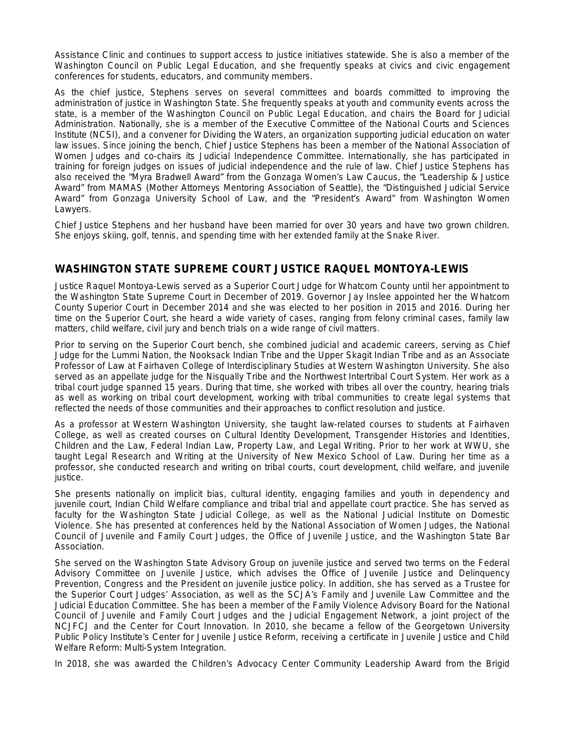Assistance Clinic and continues to support access to justice initiatives statewide. She is also a member of the Washington Council on Public Legal Education, and she frequently speaks at civics and civic engagement conferences for students, educators, and community members.

As the chief justice, Stephens serves on several committees and boards committed to improving the administration of justice in Washington State. She frequently speaks at youth and community events across the state, is a member of the Washington Council on Public Legal Education, and chairs the Board for Judicial Administration. Nationally, she is a member of the Executive Committee of the National Courts and Sciences Institute (NCSI), and a convener for Dividing the Waters, an organization supporting judicial education on water law issues. Since joining the bench, Chief Justice Stephens has been a member of the National Association of Women Judges and co-chairs its Judicial Independence Committee. Internationally, she has participated in training for foreign judges on issues of judicial independence and the rule of law. Chief Justice Stephens has also received the "Myra Bradwell Award" from the Gonzaga Women's Law Caucus, the "Leadership & Justice Award" from MAMAS (Mother Attorneys Mentoring Association of Seattle), the "Distinguished Judicial Service Award" from Gonzaga University School of Law, and the "President's Award" from Washington Women Lawyers.

Chief Justice Stephens and her husband have been married for over 30 years and have two grown children. She enjoys skiing, golf, tennis, and spending time with her extended family at the Snake River.

## WASHINGTON STATE SUPREME COURT JUSTICE RAQUEL MONTOYA-LEWIS

Justice Raquel Montoya-Lewis served as a Superior Court Judge for Whatcom County until her appointment to the Washington State Supreme Court in December of 2019. Governor Jay Inslee appointed her the Whatcom County Superior Court in December 2014 and she was elected to her position in 2015 and 2016. During her time on the Superior Court, she heard a wide variety of cases, ranging from felony criminal cases, family law matters, child welfare, civil jury and bench trials on a wide range of civil matters.

Prior to serving on the Superior Court bench, she combined judicial and academic careers, serving as Chief Judge for the Lummi Nation, the Nooksack Indian Tribe and the Upper Skagit Indian Tribe and as an Associate Professor of Law at Fairhaven College of Interdisciplinary Studies at Western Washington University. She also served as an appellate judge for the Nisqually Tribe and the Northwest Intertribal Court System. Her work as a tribal court judge spanned 15 years. During that time, she worked with tribes all over the country, hearing trials as well as working on tribal court development, working with tribal communities to create legal systems that reflected the needs of those communities and their approaches to conflict resolution and justice.

As a professor at Western Washington University, she taught law-related courses to students at Fairhaven College, as well as created courses on Cultural Identity Development, Transgender Histories and Identities, Children and the Law, Federal Indian Law, Property Law, and Legal Writing. Prior to her work at WWU, she taught Legal Research and Writing at the University of New Mexico School of Law. During her time as a professor, she conducted research and writing on tribal courts, court development, child welfare, and juvenile justice.

She presents nationally on implicit bias, cultural identity, engaging families and youth in dependency and juvenile court, Indian Child Welfare compliance and tribal trial and appellate court practice. She has served as faculty for the Washington State Judicial College, as well as the National Judicial Institute on Domestic Violence. She has presented at conferences held by the National Association of Women Judges, the National Council of Juvenile and Family Court Judges, the Office of Juvenile Justice, and the Washington State Bar Association.

She served on the Washington State Advisory Group on juvenile justice and served two terms on the Federal Advisory Committee on Juvenile Justice, which advises the Office of Juvenile Justice and Delinquency Prevention, Congress and the President on juvenile justice policy. In addition, she has served as a Trustee for the Superior Court Judges' Association, as well as the SCJA's Family and Juvenile Law Committee and the Judicial Education Committee. She has been a member of the Family Violence Advisory Board for the National Council of Juvenile and Family Court Judges and the Judicial Engagement Network, a joint project of the NCJFCJ and the Center for Court Innovation. In 2010, she became a fellow of the Georgetown University Public Policy Institute's Center for Juvenile Justice Reform, receiving a certificate in Juvenile Justice and Child Welfare Reform: Multi-System Integration.

In 2018, she was awarded the Children's Advocacy Center Community Leadership Award from the Brigid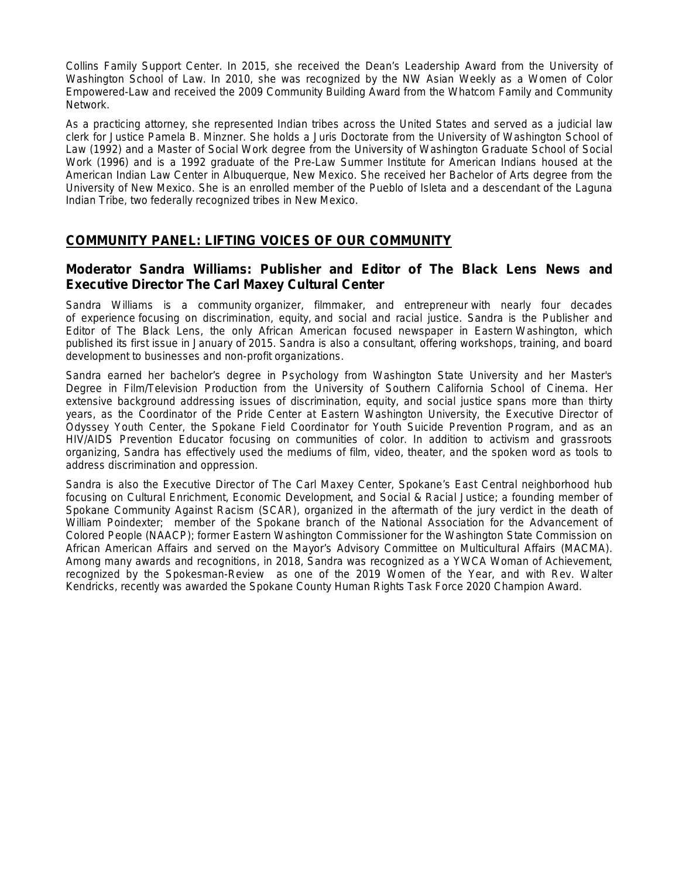Collins Family Support Center. In 2015, she received the Dean's Leadership Award from the University of Washington School of Law. In 2010, she was recognized by the NW Asian Weekly as a Women of Color Empowered-Law and received the 2009 Community Building Award from the Whatcom Family and Community Network.

As a practicing attorney, she represented Indian tribes across the United States and served as a judicial law clerk for Justice Pamela B. Minzner. She holds a Juris Doctorate from the University of Washington School of Law (1992) and a Master of Social Work degree from the University of Washington Graduate School of Social Work (1996) and is a 1992 graduate of the Pre-Law Summer Institute for American Indians housed at the American Indian Law Center in Albuquerque, New Mexico. She received her Bachelor of Arts degree from the University of New Mexico. She is an enrolled member of the Pueblo of Isleta and a descendant of the Laguna Indian Tribe, two federally recognized tribes in New Mexico.

## COMMUNITY PANEL: LIFTING VOICES OF OUR COMMUNITY

### Moderator Sandra Williams: Publisher and Editor of The Black Lens News and Executive Director The Carl Maxey Cultural Center

Sandra Williams is a community organizer, filmmaker, and entrepreneur with nearly four decades of experience focusing on discrimination, equity, and social and racial justice. Sandra is the Publisher and Editor of The Black Lens, the only African American focused newspaper in Eastern Washington, which published its first issue in January of 2015. Sandra is also a consultant, offering workshops, training, and board development to businesses and non-profit organizations.

Sandra earned her bachelor's degree in Psychology from Washington State University and her Master's Degree in Film/Television Production from the University of Southern California School of Cinema. Her extensive background addressing issues of discrimination, equity, and social justice spans more than thirty years, as the Coordinator of the Pride Center at Eastern Washington University, the Executive Director of Odyssey Youth Center, the Spokane Field Coordinator for Youth Suicide Prevention Program, and as an HIV/AIDS Prevention Educator focusing on communities of color. In addition to activism and grassroots organizing, Sandra has effectively used the mediums of film, video, theater, and the spoken word as tools to address discrimination and oppression.

Sandra is also the Executive Director of The Carl Maxey Center, Spokane's East Central neighborhood hub focusing on Cultural Enrichment, Economic Development, and Social & Racial Justice; a founding member of Spokane Community Against Racism (SCAR), organized in the aftermath of the jury verdict in the death of William Poindexter; member of the Spokane branch of the National Association for the Advancement of Colored People (NAACP); former Eastern Washington Commissioner for the Washington State Commission on African American Affairs and served on the Mayor's Advisory Committee on Multicultural Affairs (MACMA). Among many awards and recognitions, in 2018, Sandra was recognized as a YWCA Woman of Achievement, recognized by the Spokesman-Review as one of the 2019 Women of the Year, and with Rev. Walter Kendricks, recently was awarded the Spokane County Human Rights Task Force 2020 Champion Award.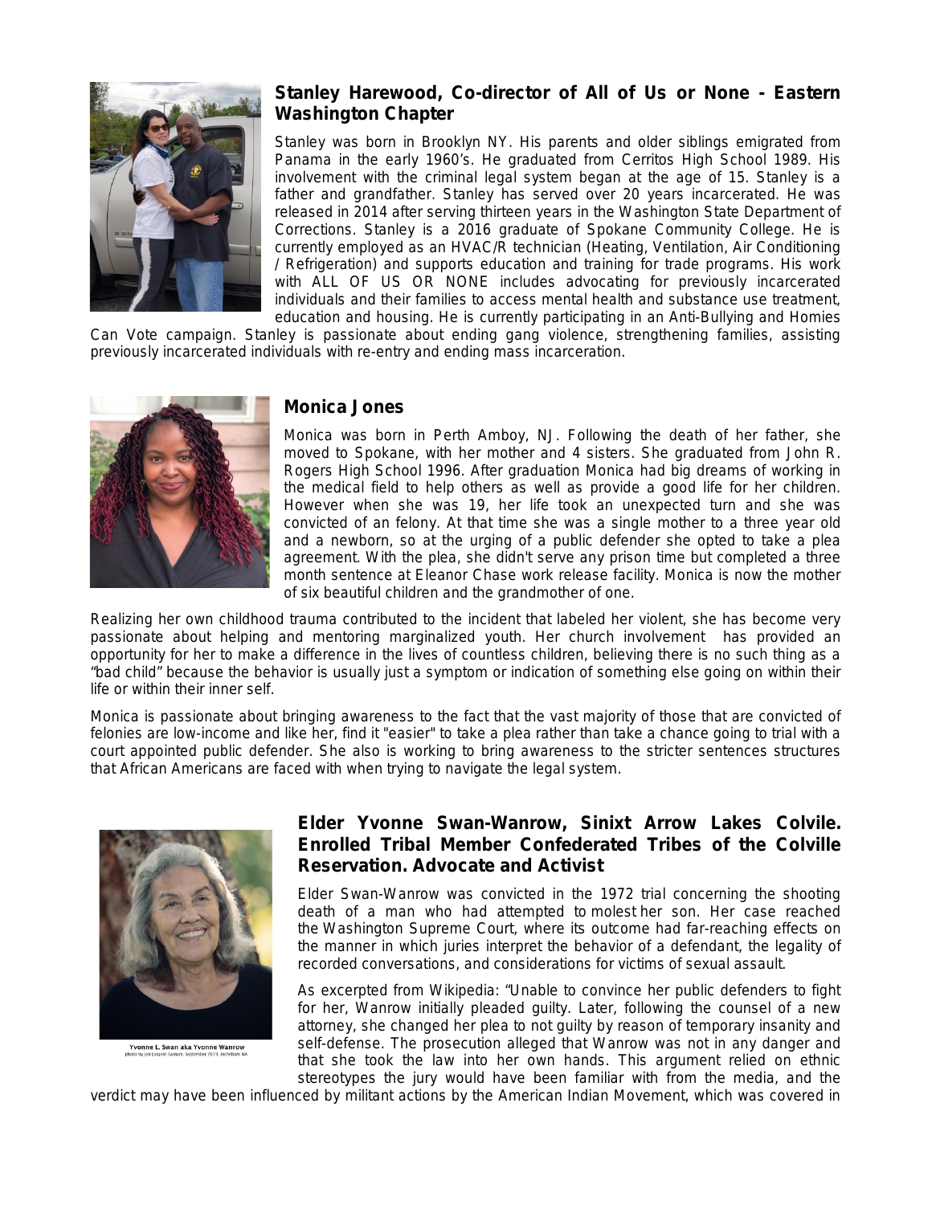### Stanley Harewood, Co-director of All of Us or None - Eastern Washington Chapter

Stanley was born in Brooklyn NY. His parents and older siblings emigrated from Panama in the early 1960's. He graduated from Cerritos High School 1989. His involvement with the criminal legal system began at the age of 15. Stanley is a father and grandfather. Stanley has served over 20 years incarcerated. He was released in 2014 after serving thirteen years in the Washington State Department of Corrections. Stanley is a 2016 graduate of Spokane Community College. He is currently employed as an HVAC/R technician (Heating, Ventilation, Air Conditioning / Refrigeration) and supports education and training for trade programs. His work with ALL OF US OR NONE includes advocating for previously incarcerated individuals and their families to access mental health and substance use treatment, education and housing. He is currently participating in an Anti-Bullying and Homies Can Vote campaign. Stanley is passionate about ending gang violence, strengthening families, assisting previously incarcerated individuals with re-entry and ending mass incarceration.

### Monica Jones

Monica was born in Perth Amboy, NJ. Following the death of her father, she moved to Spokane, with her mother and 4 sisters. She graduated from John R. Rogers High School 1996. After graduation Monica had big dreams of working in the medical field to help others as well as provide a good life for her children. However when she was 19, her life took an unexpected turn and she was convicted of an felony. At that time she was a single mother to a three year old and a newborn, so at the urging of a public defender she opted to take a plea agreement. With the plea, she didn't serve any prison time but completed a three month sentence at Eleanor Chase work release facility. Monica is now the mother of six beautiful children and the grandmother of one.

Realizing her own childhood trauma contributed to the incident that labeled her violent, she has become very passionate about helping and mentoring marginalized youth. Her church involvement has provided an opportunity for her to make a difference in the lives of countless children, believing there is no such thing as a "bad child" because the behavior is usually just a symptom or indication of something else going on within their life or within their inner self.

Monica is passionate about bringing awareness to the fact that the vast majority of those that are convicted of felonies are low-income and like her, find it "easier" to take a plea rather than take a chance going to trial with a court appointed public defender. She also is working to bring awareness to the stricter sentences structures that African Americans are faced with when trying to navigate the legal system.

### Elder Yvonne Swan-Wanrow, Sinixt Arrow Lakes Colvile. Enrolled Tribal Member Confederated Tribes of the Colville Reservation. Advocate and Activist

Yvonne L. Swan aka Yvonne Wanrow

Elder Swan-Wanrow was convicted in the 1972 trial concerning the shooting death of a man who had attempted to molest her son. Her case reached the Washington Supreme Court, where its outcome had far-reaching effects on the manner in which juries interpret the behavior of a defendant, the legality of recorded conversations, and considerations for victims of sexual assault.

As excerpted from Wikipedia: "Unable to convince her public defenders to fight for her, Wanrow initially pleaded guilty. Later, following the counsel of a new attorney, she changed her plea to not guilty by reason of temporary insanity and self-defense. The prosecution alleged that Wanrow was not in any danger and that she took the law into her own hands. This argument relied on ethnic stereotypes the jury would have been familiar with from the media, and the verdict may have been influenced by militant actions by the American Indian Movement, which was covered in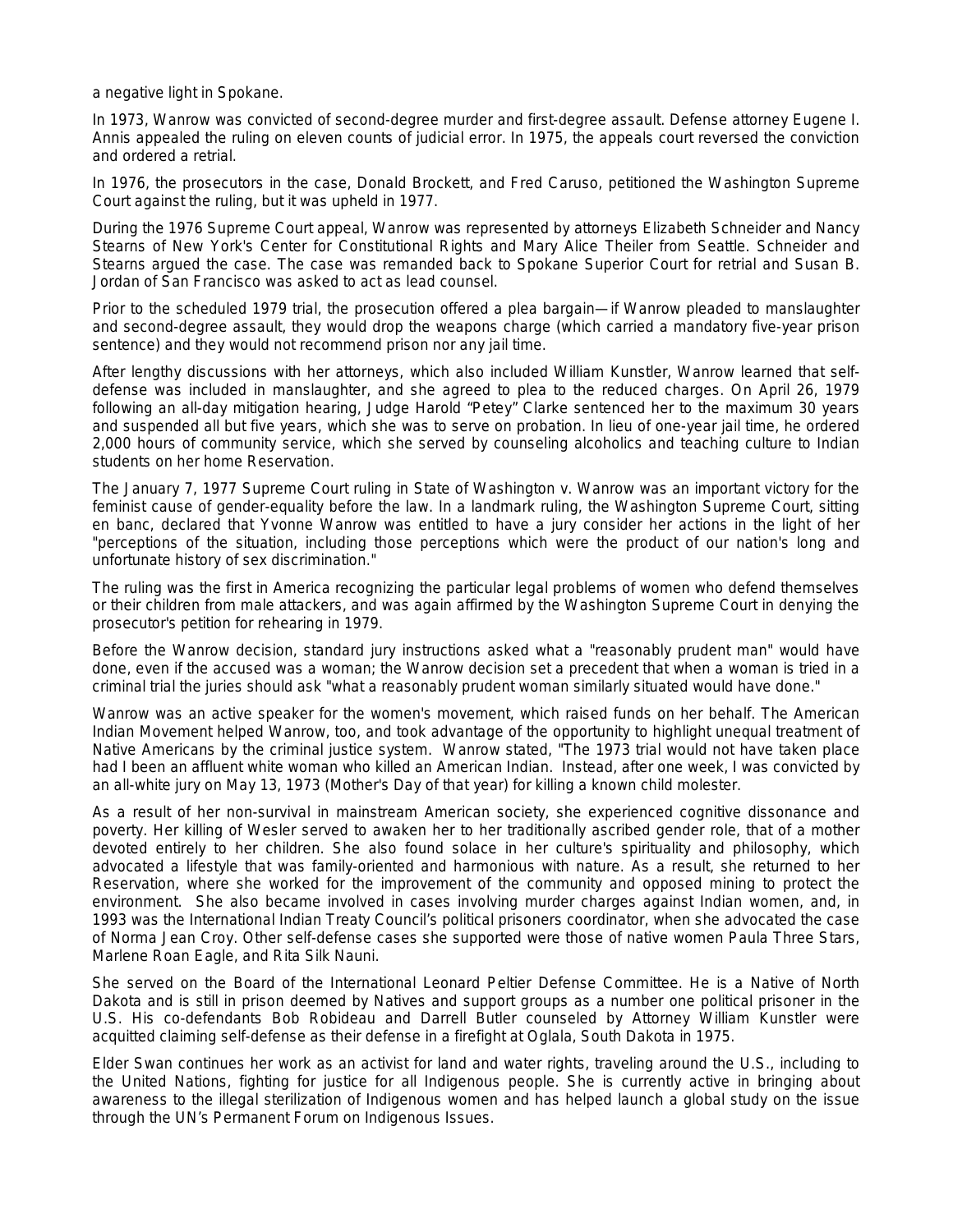a negative light in Spokane.

In 1973, Wanrow was convicted of second-degree murder and first-degree assault. Defense attorney Eugene I. Annis appealed the ruling on eleven counts of judicial error. In 1975, the appeals court reversed the conviction and ordered a retrial.

In 1976, the prosecutors in the case, Donald Brockett, and Fred Caruso, petitioned the Washington Supreme Court against the ruling, but it was upheld in 1977.

During the 1976 Supreme Court appeal, Wanrow was represented by attorneys Elizabeth Schneider and Nancy Stearns of New York's Center for Constitutional Rights and Mary Alice Theiler from Seattle. Schneider and Stearns argued the case. The case was remanded back to Spokane Superior Court for retrial and Susan B. Jordan of San Francisco was asked to act as lead counsel.

Prior to the scheduled 1979 trial, the prosecution offered a plea bargain—if Wanrow pleaded to manslaughter and second-degree assault, they would drop the weapons charge (which carried a mandatory five-year prison sentence) and they would not recommend prison nor any jail time.

After lengthy discussions with her attorneys, which also included William Kunstler, Wanrow learned that self-defense was included in manslaughter, and she agreed to plea to the reduced charges. On April 26, 1979 following an all-day mitigation hearing, Judge Harold "Petey" Clarke sentenced her to the maximum 30 years and suspended all but five years, which she was to serve on probation. In lieu of one-year jail time, he ordered 2,000 hours of community service, which she served by counseling alcoholics and teaching culture to Indian students on her home Reservation.

The January 7, 1977 Supreme Court ruling in State of Washington v. Wanrow was an important victory for the feminist cause of gender-equality before the law. In a landmark ruling, the Washington Supreme Court, sitting en banc, declared that Yvonne Wanrow was entitled to have a jury consider her actions in the light of her "perceptions of the situation, including those perceptions which were the product of our nation's long and unfortunate history of sex discrimination."

The ruling was the first in America recognizing the particular legal problems of women who defend themselves or their children from male attackers, and was again affirmed by the Washington Supreme Court in denying the prosecutor's petition for rehearing in 1979.

Before the Wanrow decision, standard jury instructions asked what a "reasonably prudent man" would have done, even if the accused was a woman; the Wanrow decision set a precedent that when a woman is tried in a criminal trial the juries should ask "what a reasonably prudent woman similarly situated would have done."

Wanrow was an active speaker for the women's movement, which raised funds on her behalf. The American Indian Movement helped Wanrow, too, and took advantage of the opportunity to highlight unequal treatment of Native Americans by the criminal justice system. Wanrow stated, "The 1973 trial would not have taken place had I been an affluent white woman who killed an American Indian. Instead, after one week, I was convicted by an all-white jury on May 13, 1973 (Mother's Day of that year) for killing a known child molester.

As a result of her non-survival in mainstream American society, she experienced cognitive dissonance and poverty. Her killing of Wesler served to awaken her to her traditionally ascribed gender role, that of a mother devoted entirely to her children. She also found solace in her culture's spirituality and philosophy, which advocated a lifestyle that was family-oriented and harmonious with nature. As a result, she returned to her Reservation, where she worked for the improvement of the community and opposed mining to protect the environment. She also became involved in cases involving murder charges against Indian women, and, in 1993 was the International Indian Treaty Council's political prisoners coordinator, when she advocated the case of Norma Jean Croy. Other self-defense cases she supported were those of native women Paula Three Stars, Marlene Roan Eagle, and Rita Silk Nauni.

She served on the Board of the International Leonard Peltier Defense Committee. He is a Native of North Dakota and is still in prison deemed by Natives and support groups as a number one political prisoner in the U.S. His co-defendants Bob Robideau and Darrell Butler counseled by Attorney William Kunstler were acquitted claiming self-defense as their defense in a firefight at Oglala, South Dakota in 1975.

Elder Swan continues her work as an activist for land and water rights, traveling around the U.S., including to the United Nations, fighting for justice for all Indigenous people. She is currently active in bringing about awareness to the illegal sterilization of Indigenous women and has helped launch a global study on the issue through the UN's Permanent Forum on Indigenous Issues.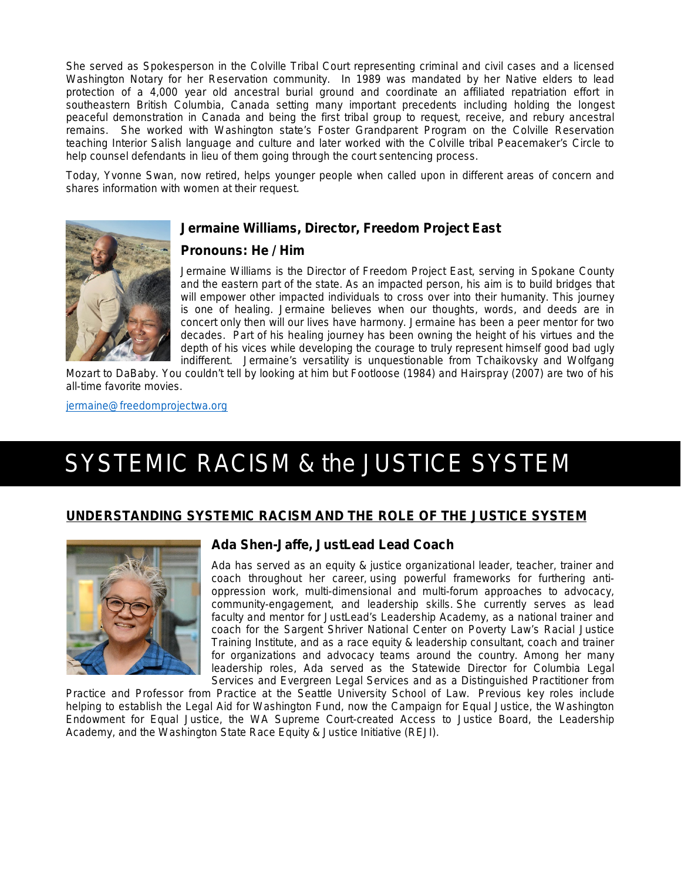She served as Spokesperson in the Colville Tribal Court representing criminal and civil cases and a licensed Washington Notary for her Reservation community. In 1989 was mandated by her Native elders to lead protection of a 4,000 year old ancestral burial ground and coordinate an affiliated repatriation effort in southeastern British Columbia, Canada setting many important precedents including holding the longest peaceful demonstration in Canada and being the first tribal group to request, receive, and rebury ancestral remains. She worked with Washington state's Foster Grandparent Program on the Colville Reservation teaching Interior Salish language and culture and later worked with the Colville tribal Peacemaker's Circle to help counsel defendants in lieu of them going through the court sentencing process.

Today, Yvonne Swan, now retired, helps younger people when called upon in different areas of concern and shares information with women at their request.

### Jermaine Williams, Director, Freedom Project East

### Pronouns: He / Him

Jermaine Williams is the Director of Freedom Project East, serving in Spokane County and the eastern part of the state. As an impacted person, his aim is to build bridges that will empower other impacted individuals to cross over into their humanity. This journey is one of healing. Jermaine believes when our thoughts, words, and deeds are in concert only then will our lives have harmony. Jermaine has been a peer mentor for two decades. Part of his healing journey has been owning the height of his virtues and the depth of his vices while developing the courage to truly represent himself good bad ugly indifferent. Jermaine's versatility is unquestionable from Tchaikovsky and Wolfgang Mozart to DaBaby. You couldn't tell by looking at him but Footloose (1984) and Hairspray (2007) are two of his all-time favorite movies.

jermaine@freedomprojectwa.org

# SYSTEMIC RACISM & the JUSTICE SYSTEM

## UNDERSTANDING SYSTEMIC RACISM AND THE ROLE OF THE JUSTICE SYSTEM

### Ada Shen-Jaffe, JustLead Lead Coach

Ada has served as an equity & justice organizational leader, teacher, trainer and coach throughout her career, using powerful frameworks for furthering anti-oppression work, multi-dimensional and multi-forum approaches to advocacy, community-engagement, and leadership skills. She currently serves as lead faculty and mentor for JustLead's Leadership Academy, as a national trainer and coach for the Sargent Shriver National Center on Poverty Law's Racial Justice Training Institute, and as a race equity & leadership consultant, coach and trainer for organizations and advocacy teams around the country. Among her many leadership roles, Ada served as the Statewide Director for Columbia Legal Services and Evergreen Legal Services and as a Distinguished Practitioner from Practice and Professor from Practice at the Seattle University School of Law. Previous key roles include helping to establish the Legal Aid for Washington Fund, now the Campaign for Equal Justice, the Washington Endowment for Equal Justice, the WA Supreme Court-created Access to Justice Board, the Leadership Academy, and the Washington State Race Equity & Justice Initiative (REJI).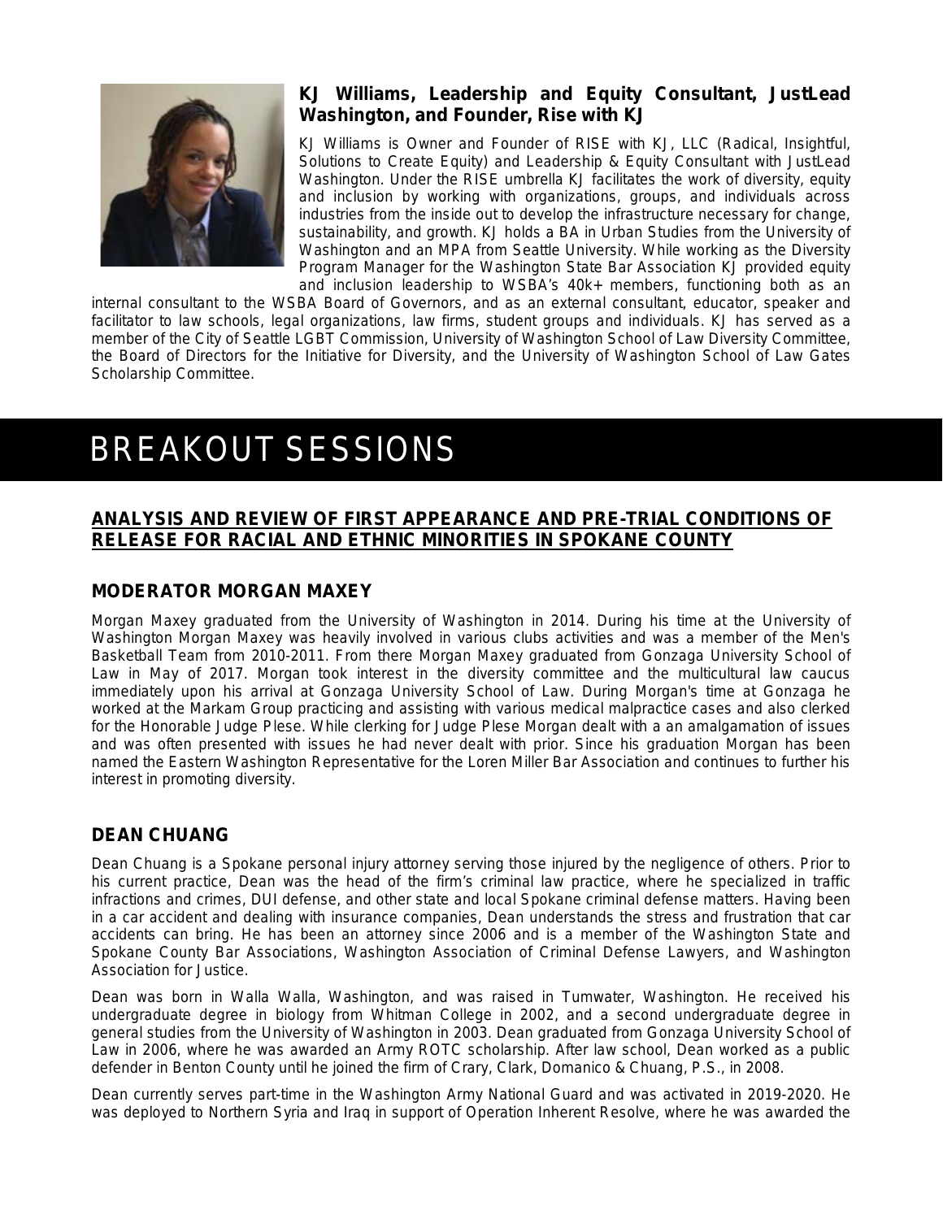### KJ Williams, Leadership and Equity Consultant, JustLead Washington, and Founder, Rise with KJ

KJ Williams is Owner and Founder of RISE with KJ, LLC (Radical, Insightful, Solutions to Create Equity) and Leadership & Equity Consultant with JustLead Washington. Under the RISE umbrella KJ facilitates the work of diversity, equity and inclusion by working with organizations, groups, and individuals across industries from the inside out to develop the infrastructure necessary for change, sustainability, and growth. KJ holds a BA in Urban Studies from the University of Washington and an MPA from Seattle University. While working as the Diversity Program Manager for the Washington State Bar Association KJ provided equity and inclusion leadership to WSBA's 40k+ members, functioning both as an internal consultant to the WSBA Board of Governors, and as an external consultant, educator, speaker and facilitator to law schools, legal organizations, law firms, student groups and individuals. KJ has served as a member of the City of Seattle LGBT Commission, University of Washington School of Law Diversity Committee, the Board of Directors for the Initiative for Diversity, and the University of Washington School of Law Gates Scholarship Committee.

# BREAKOUT SESSIONS

## ANALYSIS AND REVIEW OF FIRST APPEARANCE AND PRE-TRIAL CONDITIONS OF RELEASE FOR RACIAL AND ETHNIC MINORITIES IN SPOKANE COUNTY

### MODERATOR MORGAN MAXEY

Morgan Maxey graduated from the University of Washington in 2014. During his time at the University of Washington Morgan Maxey was heavily involved in various clubs activities and was a member of the Men's Basketball Team from 2010-2011. From there Morgan Maxey graduated from Gonzaga University School of Law in May of 2017. Morgan took interest in the diversity committee and the multicultural law caucus immediately upon his arrival at Gonzaga University School of Law. During Morgan's time at Gonzaga he worked at the Markam Group practicing and assisting with various medical malpractice cases and also clerked for the Honorable Judge Plese. While clerking for Judge Plese Morgan dealt with a an amalgamation of issues and was often presented with issues he had never dealt with prior. Since his graduation Morgan has been named the Eastern Washington Representative for the Loren Miller Bar Association and continues to further his interest in promoting diversity.

### DEAN CHUANG

Dean Chuang is a Spokane personal injury attorney serving those injured by the negligence of others. Prior to his current practice, Dean was the head of the firm's criminal law practice, where he specialized in traffic infractions and crimes, DUI defense, and other state and local Spokane criminal defense matters. Having been in a car accident and dealing with insurance companies, Dean understands the stress and frustration that car accidents can bring. He has been an attorney since 2006 and is a member of the Washington State and Spokane County Bar Associations, Washington Association of Criminal Defense Lawyers, and Washington Association for Justice.

Dean was born in Walla Walla, Washington, and was raised in Tumwater, Washington. He received his undergraduate degree in biology from Whitman College in 2002, and a second undergraduate degree in general studies from the University of Washington in 2003. Dean graduated from Gonzaga University School of Law in 2006, where he was awarded an Army ROTC scholarship. After law school, Dean worked as a public defender in Benton County until he joined the firm of Crary, Clark, Domanico & Chuang, P.S., in 2008.

Dean currently serves part-time in the Washington Army National Guard and was activated in 2019-2020. He was deployed to Northern Syria and Iraq in support of Operation Inherent Resolve, where he was awarded the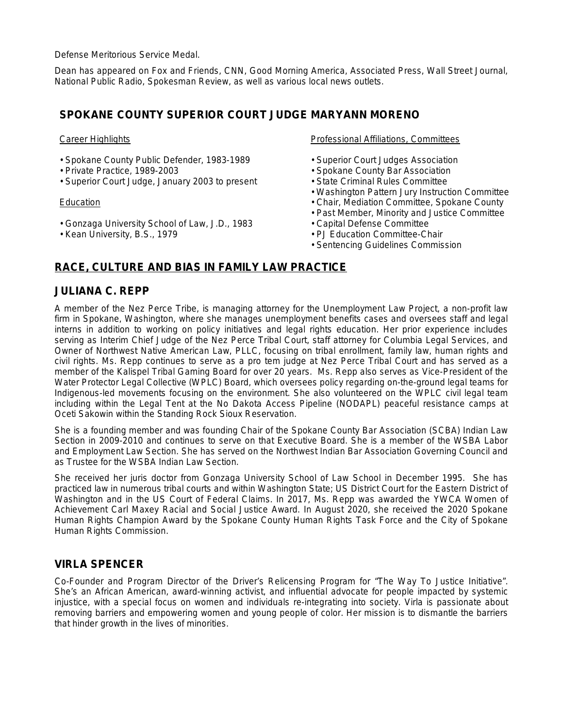Defense Meritorious Service Medal.

Dean has appeared on Fox and Friends, CNN, Good Morning America, Associated Press, Wall Street Journal, National Public Radio, Spokesman Review, as well as various local news outlets.

## SPOKANE COUNTY SUPERIOR COURT JUDGE MARYANN MORENO

Career Highlights

- Spokane County Public Defender, 1983-1989
- Private Practice, 1989-2003
- Superior Court Judge, January 2003 to present

Education

- Gonzaga University School of Law, J.D., 1983
- Kean University, B.S., 1979

Professional Affiliations, Committees

- Superior Court Judges Association
- Spokane County Bar Association
- State Criminal Rules Committee
- Washington Pattern Jury Instruction Committee
- Chair, Mediation Committee, Spokane County
- Past Member, Minority and Justice Committee
- Capital Defense Committee
- PJ Education Committee-Chair
- Sentencing Guidelines Commission

## RACE, CULTURE AND BIAS IN FAMILY LAW PRACTICE

## JULIANA C. REPP

A member of the Nez Perce Tribe, is managing attorney for the Unemployment Law Project, a non-profit law firm in Spokane, Washington, where she manages unemployment benefits cases and oversees staff and legal interns in addition to working on policy initiatives and legal rights education. Her prior experience includes serving as Interim Chief Judge of the Nez Perce Tribal Court, staff attorney for Columbia Legal Services, and Owner of Northwest Native American Law, PLLC, focusing on tribal enrollment, family law, human rights and civil rights. Ms. Repp continues to serve as a pro tem judge at Nez Perce Tribal Court and has served as a member of the Kalispel Tribal Gaming Board for over 20 years. Ms. Repp also serves as Vice-President of the Water Protector Legal Collective (WPLC) Board, which oversees policy regarding on-the-ground legal teams for Indigenous-led movements focusing on the environment. She also volunteered on the WPLC civil legal team including within the Legal Tent at the No Dakota Access Pipeline (NODAPL) peaceful resistance camps at Oceti Sakowin within the Standing Rock Sioux Reservation.

She is a founding member and was founding Chair of the Spokane County Bar Association (SCBA) Indian Law Section in 2009-2010 and continues to serve on that Executive Board. She is a member of the WSBA Labor and Employment Law Section. She has served on the Northwest Indian Bar Association Governing Council and as Trustee for the WSBA Indian Law Section.

She received her juris doctor from Gonzaga University School of Law School in December 1995. She has practiced law in numerous tribal courts and within Washington State; US District Court for the Eastern District of Washington and in the US Court of Federal Claims. In 2017, Ms. Repp was awarded the YWCA Women of Achievement Carl Maxey Racial and Social Justice Award. In August 2020, she received the 2020 Spokane Human Rights Champion Award by the Spokane County Human Rights Task Force and the City of Spokane Human Rights Commission.

## VIRLA SPENCER

Co-Founder and Program Director of the Driver's Relicensing Program for "The Way To Justice Initiative". She's an African American, award-winning activist, and influential advocate for people impacted by systemic injustice, with a special focus on women and individuals re-integrating into society. Virla is passionate about removing barriers and empowering women and young people of color. Her mission is to dismantle the barriers that hinder growth in the lives of minorities.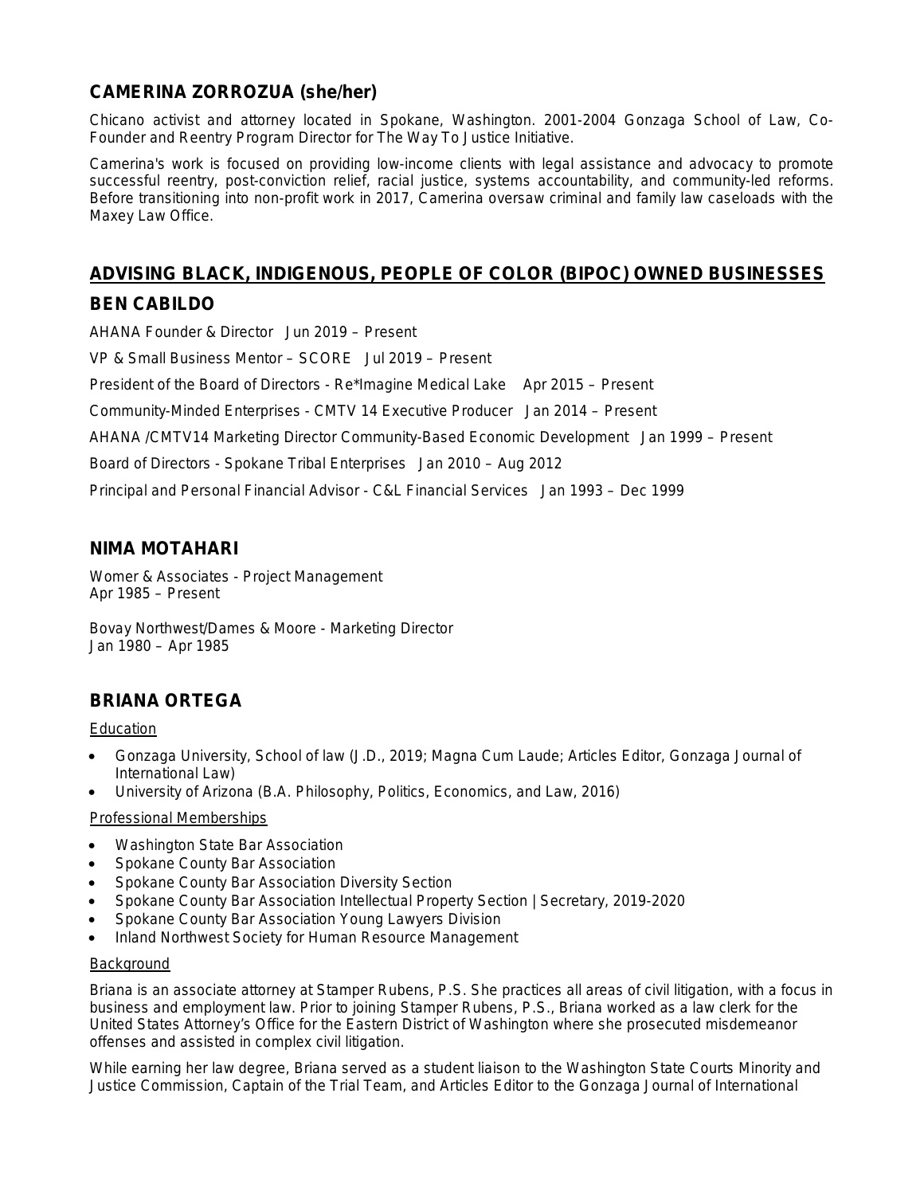## CAMERINA ZORROZUA (she/her)

Chicano activist and attorney located in Spokane, Washington. 2001-2004 Gonzaga School of Law, Co-Founder and Reentry Program Director for The Way To Justice Initiative.

Camerina's work is focused on providing low-income clients with legal assistance and advocacy to promote successful reentry, post-conviction relief, racial justice, systems accountability, and community-led reforms. Before transitioning into non-profit work in 2017, Camerina oversaw criminal and family law caseloads with the Maxey Law Office.

## ADVISING BLACK, INDIGENOUS, PEOPLE OF COLOR (BIPOC) OWNED BUSINESSES

## BEN CABILDO

AHANA Founder & Director Jun 2019 – Present

VP & Small Business Mentor – SCORE Jul 2019 – Present

President of the Board of Directors - Re*Imagine Medical Lake Apr 2015 – Present

Community-Minded Enterprises - CMTV 14 Executive Producer Jan 2014 – Present

AHANA /CMTV14 Marketing Director Community-Based Economic Development Jan 1999 – Present

Board of Directors - Spokane Tribal Enterprises Jan 2010 – Aug 2012

Principal and Personal Financial Advisor - C&L Financial Services Jan 1993 – Dec 1999

## NIMA MOTAHARI

Womer & Associates - Project Management
Apr 1985 – Present

Bovay Northwest/Dames & Moore - Marketing Director
Jan 1980 – Apr 1985

## BRIANA ORTEGA

Education

- Gonzaga University, School of law (J.D., 2019; Magna Cum Laude; Articles Editor, Gonzaga Journal of International Law)
- University of Arizona (B.A. Philosophy, Politics, Economics, and Law, 2016)

Professional Memberships

- Washington State Bar Association
- Spokane County Bar Association
- Spokane County Bar Association Diversity Section
- Spokane County Bar Association Intellectual Property Section | Secretary, 2019-2020
- Spokane County Bar Association Young Lawyers Division
- Inland Northwest Society for Human Resource Management

Background

Briana is an associate attorney at Stamper Rubens, P.S. She practices all areas of civil litigation, with a focus in business and employment law. Prior to joining Stamper Rubens, P.S., Briana worked as a law clerk for the United States Attorney's Office for the Eastern District of Washington where she prosecuted misdemeanor offenses and assisted in complex civil litigation.

While earning her law degree, Briana served as a student liaison to the Washington State Courts Minority and Justice Commission, Captain of the Trial Team, and Articles Editor to the Gonzaga Journal of International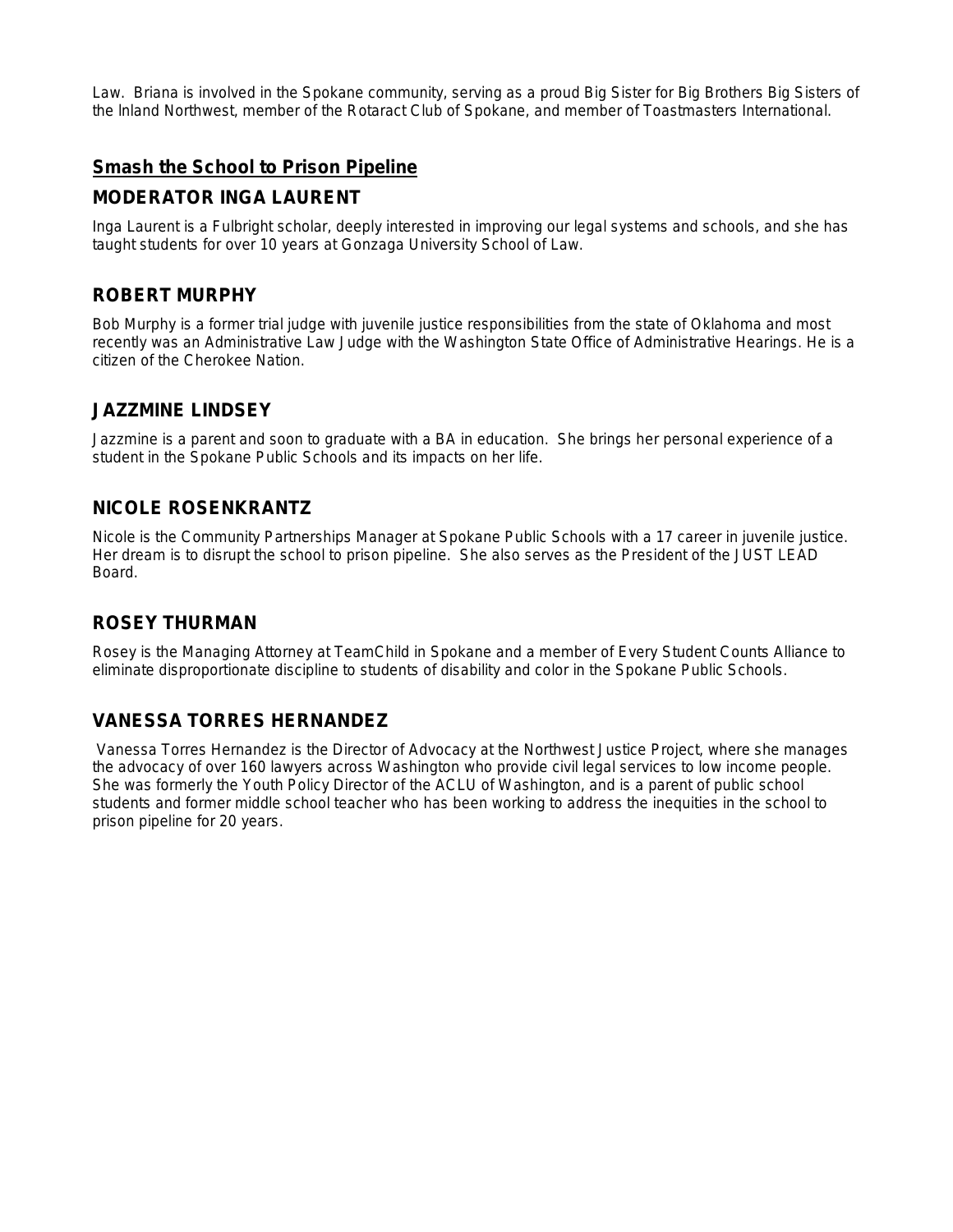Law. Briana is involved in the Spokane community, serving as a proud Big Sister for Big Brothers Big Sisters of the lnland Northwest, member of the Rotaract Club of Spokane, and member of Toastmasters International.

## Smash the School to Prison Pipeline

### MODERATOR INGA LAURENT

Inga Laurent is a Fulbright scholar, deeply interested in improving our legal systems and schools, and she has taught students for over 10 years at Gonzaga University School of Law.

### ROBERT MURPHY

Bob Murphy is a former trial judge with juvenile justice responsibilities from the state of Oklahoma and most recently was an Administrative Law Judge with the Washington State Office of Administrative Hearings. He is a citizen of the Cherokee Nation.

### JAZZMINE LINDSEY

Jazzmine is a parent and soon to graduate with a BA in education. She brings her personal experience of a student in the Spokane Public Schools and its impacts on her life.

### NICOLE ROSENKRANTZ

Nicole is the Community Partnerships Manager at Spokane Public Schools with a 17 career in juvenile justice. Her dream is to disrupt the school to prison pipeline. She also serves as the President of the JUST LEAD Board.

### ROSEY THURMAN

Rosey is the Managing Attorney at TeamChild in Spokane and a member of Every Student Counts Alliance to eliminate disproportionate discipline to students of disability and color in the Spokane Public Schools.

### VANESSA TORRES HERNANDEZ

Vanessa Torres Hernandez is the Director of Advocacy at the Northwest Justice Project, where she manages the advocacy of over 160 lawyers across Washington who provide civil legal services to low income people. She was formerly the Youth Policy Director of the ACLU of Washington, and is a parent of public school students and former middle school teacher who has been working to address the inequities in the school to prison pipeline for 20 years.